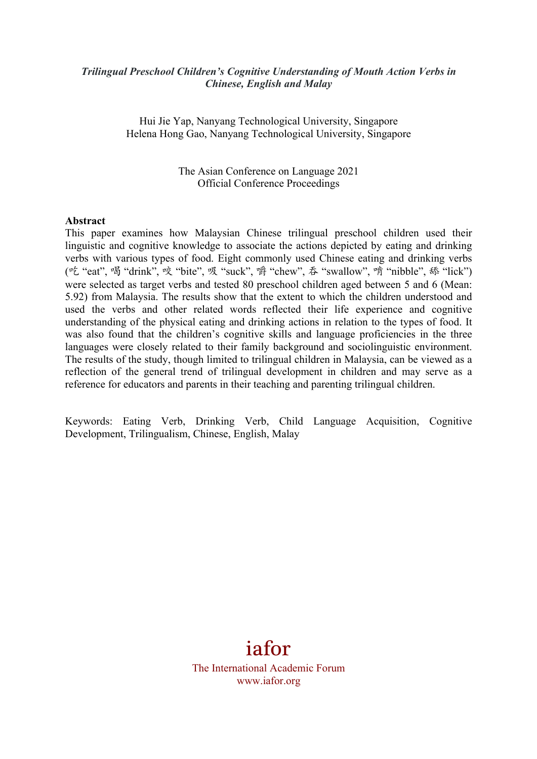*Trilingual Preschool Children's Cognitive Understanding of Mouth Action Verbs in Chinese, English and Malay*

Hui Jie Yap, Nanyang Technological University, Singapore
Helena Hong Gao, Nanyang Technological University, Singapore

The Asian Conference on Language 2021
Official Conference Proceedings

**Abstract**

This paper examines how Malaysian Chinese trilingual preschool children used their linguistic and cognitive knowledge to associate the actions depicted by eating and drinking verbs with various types of food. Eight commonly used Chinese eating and drinking verbs (吃 "eat", 喝 "drink", 咬 "bite", 吸 "suck", 嚼 "chew", 吞 "swallow", 啃 "nibble", 舔 "lick") were selected as target verbs and tested 80 preschool children aged between 5 and 6 (Mean: 5.92) from Malaysia. The results show that the extent to which the children understood and used the verbs and other related words reflected their life experience and cognitive understanding of the physical eating and drinking actions in relation to the types of food. It was also found that the children's cognitive skills and language proficiencies in the three languages were closely related to their family background and sociolinguistic environment. The results of the study, though limited to trilingual children in Malaysia, can be viewed as a reflection of the general trend of trilingual development in children and may serve as a reference for educators and parents in their teaching and parenting trilingual children.

Keywords: Eating Verb, Drinking Verb, Child Language Acquisition, Cognitive Development, Trilingualism, Chinese, English, Malay

iafor
The International Academic Forum
www.iafor.org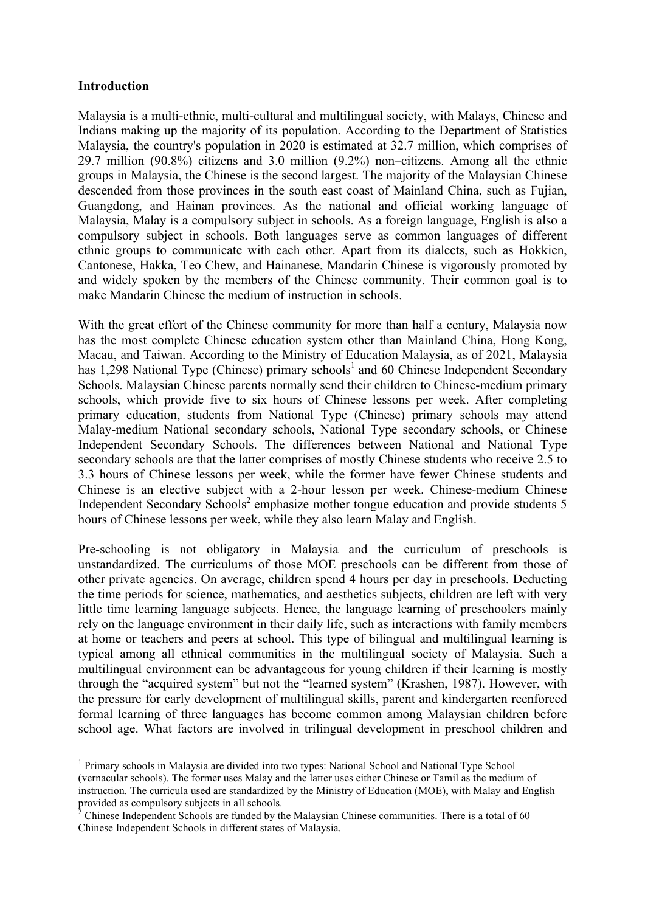## Introduction

Malaysia is a multi-ethnic, multi-cultural and multilingual society, with Malays, Chinese and Indians making up the majority of its population. According to the Department of Statistics Malaysia, the country's population in 2020 is estimated at 32.7 million, which comprises of 29.7 million (90.8%) citizens and 3.0 million (9.2%) non–citizens. Among all the ethnic groups in Malaysia, the Chinese is the second largest. The majority of the Malaysian Chinese descended from those provinces in the south east coast of Mainland China, such as Fujian, Guangdong, and Hainan provinces. As the national and official working language of Malaysia, Malay is a compulsory subject in schools. As a foreign language, English is also a compulsory subject in schools. Both languages serve as common languages of different ethnic groups to communicate with each other. Apart from its dialects, such as Hokkien, Cantonese, Hakka, Teo Chew, and Hainanese, Mandarin Chinese is vigorously promoted by and widely spoken by the members of the Chinese community. Their common goal is to make Mandarin Chinese the medium of instruction in schools.

With the great effort of the Chinese community for more than half a century, Malaysia now has the most complete Chinese education system other than Mainland China, Hong Kong, Macau, and Taiwan. According to the Ministry of Education Malaysia, as of 2021, Malaysia has 1,298 National Type (Chinese) primary schools[1] and 60 Chinese Independent Secondary Schools. Malaysian Chinese parents normally send their children to Chinese-medium primary schools, which provide five to six hours of Chinese lessons per week. After completing primary education, students from National Type (Chinese) primary schools may attend Malay-medium National secondary schools, National Type secondary schools, or Chinese Independent Secondary Schools. The differences between National and National Type secondary schools are that the latter comprises of mostly Chinese students who receive 2.5 to 3.3 hours of Chinese lessons per week, while the former have fewer Chinese students and Chinese is an elective subject with a 2-hour lesson per week. Chinese-medium Chinese Independent Secondary Schools[2] emphasize mother tongue education and provide students 5 hours of Chinese lessons per week, while they also learn Malay and English.

Pre-schooling is not obligatory in Malaysia and the curriculum of preschools is unstandardized. The curriculums of those MOE preschools can be different from those of other private agencies. On average, children spend 4 hours per day in preschools. Deducting the time periods for science, mathematics, and aesthetics subjects, children are left with very little time learning language subjects. Hence, the language learning of preschoolers mainly rely on the language environment in their daily life, such as interactions with family members at home or teachers and peers at school. This type of bilingual and multilingual learning is typical among all ethnical communities in the multilingual society of Malaysia. Such a multilingual environment can be advantageous for young children if their learning is mostly through the "acquired system" but not the "learned system" (Krashen, 1987). However, with the pressure for early development of multilingual skills, parent and kindergarten reenforced formal learning of three languages has become common among Malaysian children before school age. What factors are involved in trilingual development in preschool children and

---

[1] Primary schools in Malaysia are divided into two types: National School and National Type School (vernacular schools). The former uses Malay and the latter uses either Chinese or Tamil as the medium of instruction. The curricula used are standardized by the Ministry of Education (MOE), with Malay and English provided as compulsory subjects in all schools.

[2] Chinese Independent Schools are funded by the Malaysian Chinese communities. There is a total of 60 Chinese Independent Schools in different states of Malaysia.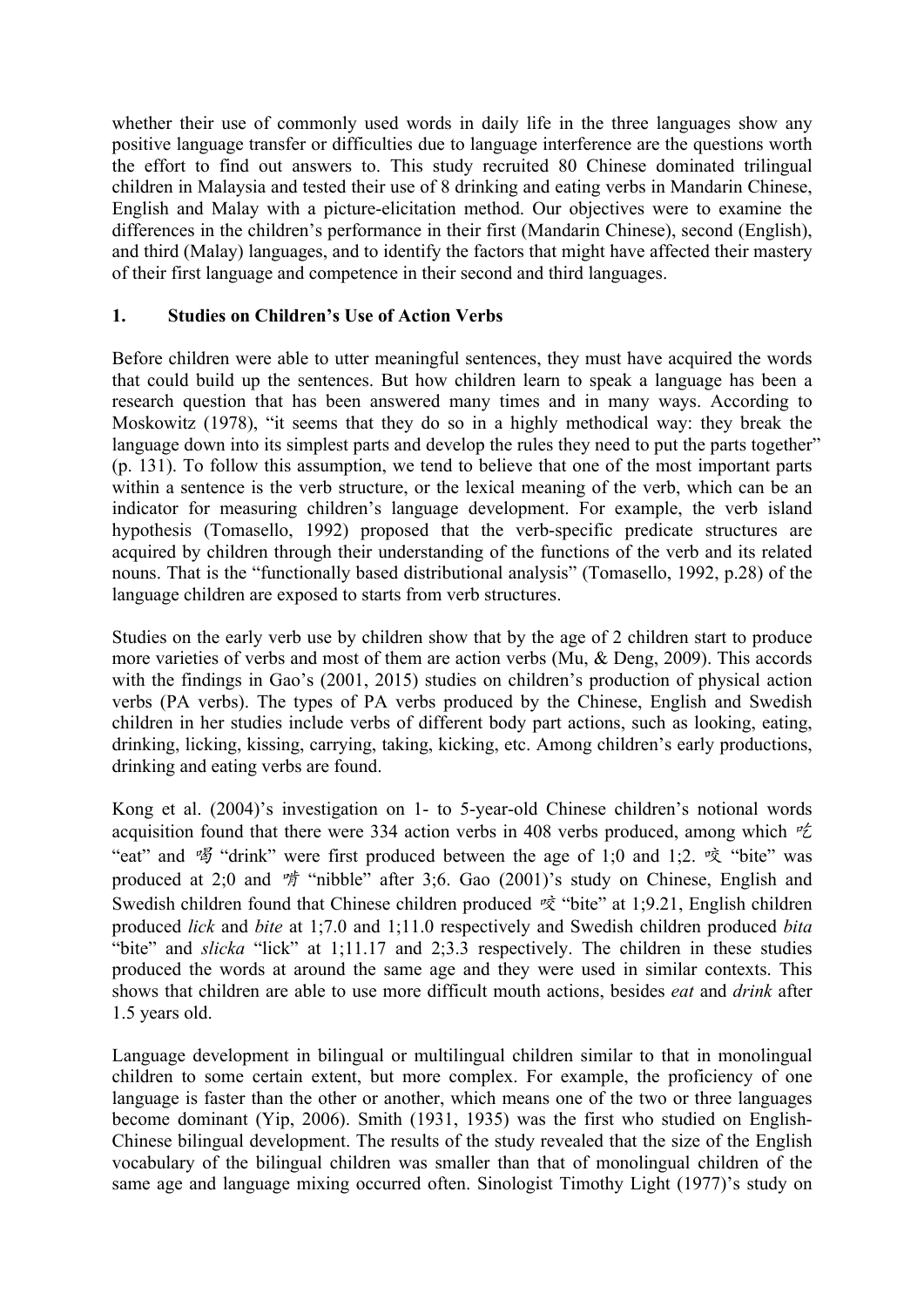whether their use of commonly used words in daily life in the three languages show any positive language transfer or difficulties due to language interference are the questions worth the effort to find out answers to. This study recruited 80 Chinese dominated trilingual children in Malaysia and tested their use of 8 drinking and eating verbs in Mandarin Chinese, English and Malay with a picture-elicitation method. Our objectives were to examine the differences in the children's performance in their first (Mandarin Chinese), second (English), and third (Malay) languages, and to identify the factors that might have affected their mastery of their first language and competence in their second and third languages.

## 1. Studies on Children's Use of Action Verbs

Before children were able to utter meaningful sentences, they must have acquired the words that could build up the sentences. But how children learn to speak a language has been a research question that has been answered many times and in many ways. According to Moskowitz (1978), "it seems that they do so in a highly methodical way: they break the language down into its simplest parts and develop the rules they need to put the parts together" (p. 131). To follow this assumption, we tend to believe that one of the most important parts within a sentence is the verb structure, or the lexical meaning of the verb, which can be an indicator for measuring children's language development. For example, the verb island hypothesis (Tomasello, 1992) proposed that the verb-specific predicate structures are acquired by children through their understanding of the functions of the verb and its related nouns. That is the "functionally based distributional analysis" (Tomasello, 1992, p.28) of the language children are exposed to starts from verb structures.

Studies on the early verb use by children show that by the age of 2 children start to produce more varieties of verbs and most of them are action verbs (Mu, & Deng, 2009). This accords with the findings in Gao's (2001, 2015) studies on children's production of physical action verbs (PA verbs). The types of PA verbs produced by the Chinese, English and Swedish children in her studies include verbs of different body part actions, such as looking, eating, drinking, licking, kissing, carrying, taking, kicking, etc. Among children's early productions, drinking and eating verbs are found.

Kong et al. (2004)'s investigation on 1- to 5-year-old Chinese children's notional words acquisition found that there were 334 action verbs in 408 verbs produced, among which 吃 "eat" and 喝 "drink" were first produced between the age of 1;0 and 1;2. 咬 "bite" was produced at 2;0 and 啃 "nibble" after 3;6. Gao (2001)'s study on Chinese, English and Swedish children found that Chinese children produced 咬 "bite" at 1;9.21, English children produced *lick* and *bite* at 1;7.0 and 1;11.0 respectively and Swedish children produced *bita* "bite" and *slicka* "lick" at 1;11.17 and 2;3.3 respectively. The children in these studies produced the words at around the same age and they were used in similar contexts. This shows that children are able to use more difficult mouth actions, besides *eat* and *drink* after 1.5 years old.

Language development in bilingual or multilingual children similar to that in monolingual children to some certain extent, but more complex. For example, the proficiency of one language is faster than the other or another, which means one of the two or three languages become dominant (Yip, 2006). Smith (1931, 1935) was the first who studied on English-Chinese bilingual development. The results of the study revealed that the size of the English vocabulary of the bilingual children was smaller than that of monolingual children of the same age and language mixing occurred often. Sinologist Timothy Light (1977)'s study on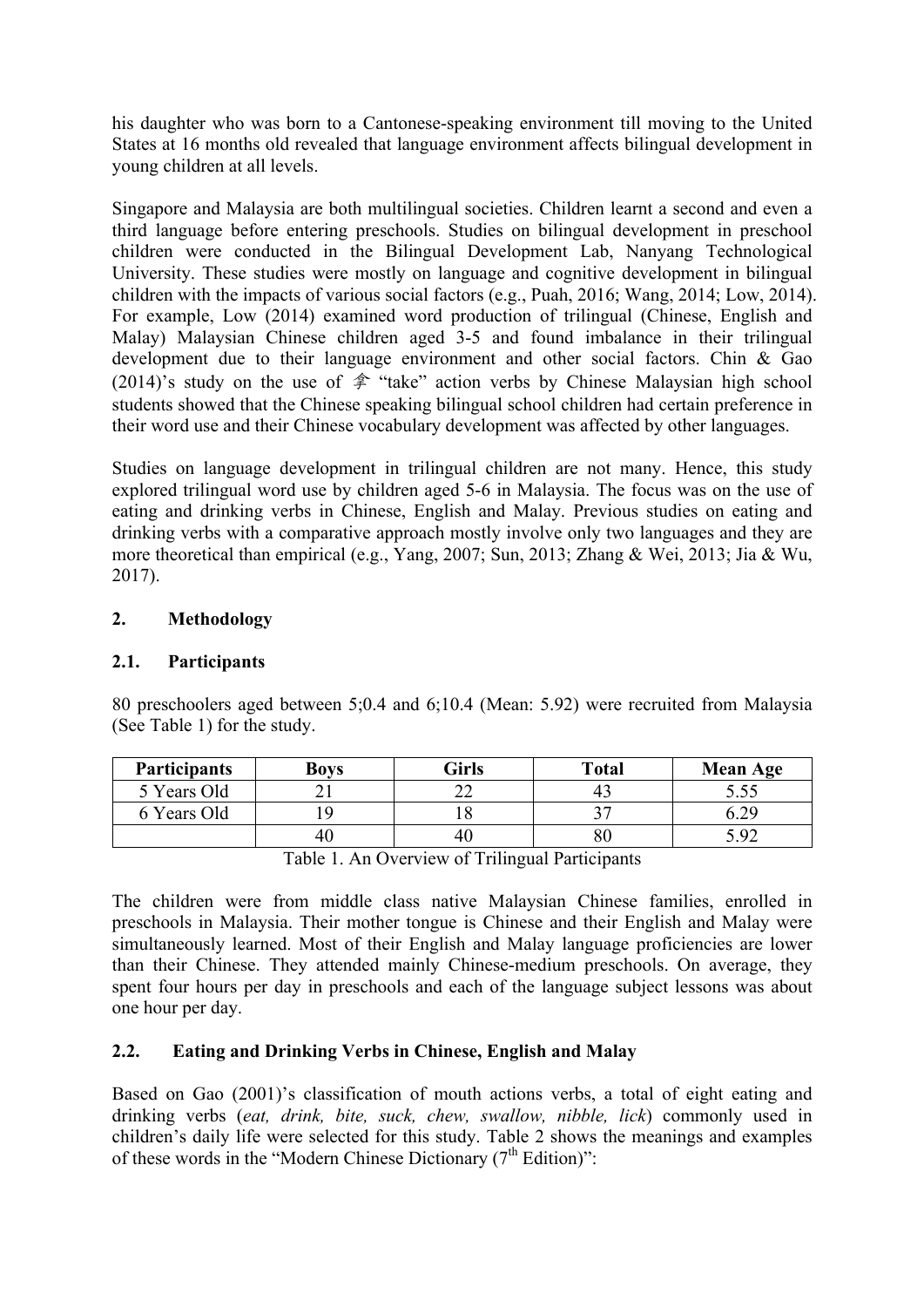his daughter who was born to a Cantonese-speaking environment till moving to the United States at 16 months old revealed that language environment affects bilingual development in young children at all levels.

Singapore and Malaysia are both multilingual societies. Children learnt a second and even a third language before entering preschools. Studies on bilingual development in preschool children were conducted in the Bilingual Development Lab, Nanyang Technological University. These studies were mostly on language and cognitive development in bilingual children with the impacts of various social factors (e.g., Puah, 2016; Wang, 2014; Low, 2014). For example, Low (2014) examined word production of trilingual (Chinese, English and Malay) Malaysian Chinese children aged 3-5 and found imbalance in their trilingual development due to their language environment and other social factors. Chin & Gao (2014)'s study on the use of 拿 "take" action verbs by Chinese Malaysian high school students showed that the Chinese speaking bilingual school children had certain preference in their word use and their Chinese vocabulary development was affected by other languages.

Studies on language development in trilingual children are not many. Hence, this study explored trilingual word use by children aged 5-6 in Malaysia. The focus was on the use of eating and drinking verbs in Chinese, English and Malay. Previous studies on eating and drinking verbs with a comparative approach mostly involve only two languages and they are more theoretical than empirical (e.g., Yang, 2007; Sun, 2013; Zhang & Wei, 2013; Jia & Wu, 2017).

## 2. Methodology

### 2.1. Participants

80 preschoolers aged between 5;0.4 and 6;10.4 (Mean: 5.92) were recruited from Malaysia (See Table 1) for the study.

| Participants | Boys | Girls | Total | Mean Age |
|---|---|---|---|---|
| 5 Years Old | 21 | 22 | 43 | 5.55 |
| 6 Years Old | 19 | 18 | 37 | 6.29 |
| | 40 | 40 | 80 | 5.92 |

Table 1. An Overview of Trilingual Participants

The children were from middle class native Malaysian Chinese families, enrolled in preschools in Malaysia. Their mother tongue is Chinese and their English and Malay were simultaneously learned. Most of their English and Malay language proficiencies are lower than their Chinese. They attended mainly Chinese-medium preschools. On average, they spent four hours per day in preschools and each of the language subject lessons was about one hour per day.

### 2.2. Eating and Drinking Verbs in Chinese, English and Malay

Based on Gao (2001)'s classification of mouth actions verbs, a total of eight eating and drinking verbs (*eat, drink, bite, suck, chew, swallow, nibble, lick*) commonly used in children's daily life were selected for this study. Table 2 shows the meanings and examples of these words in the "Modern Chinese Dictionary (7th Edition)":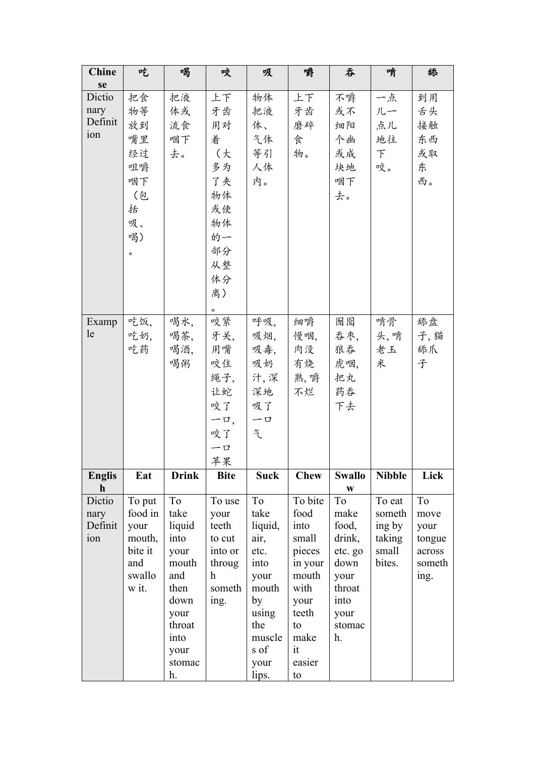| Chinese | 吃 | 喝 | 咬 | 吸 | 嚼 | 吞 | 啃 | 舔 |
|---|---|---|---|---|---|---|---|---|
| Dictionary Definition | 把食物等放到嘴里经过咀嚼咽下（包括吸、喝）。 | 把液体或流食咽下去。 | 上下牙齿用对着（大多为了夹物体或使物体的一部分从整体分离）。 | 物体把液体、气体等引人体内。 | 上下牙齿磨碎食物。 | 不嚼或不细阳个幽或成块地咽下去。 | 一点儿一点儿地往下咬。 | 到用舌头接触东西或取东西。 |
| Example | 吃饭，吃奶，吃药 | 喝水，喝茶，喝酒，喝粥 | 咬紧牙关，用嘴咬住绳子，让蛇咬了一口，咬了一口苹果 | 呼吸，吸烟，吸毒，吸奶汁，深深地吸了一口气 | 细嚼慢咽，肉没有烧熟，嚼不烂 | 囫囵吞枣，狼吞虎咽，把丸药吞下去 | 啃骨头，啃老玉米 | 舔盘子，猫舔爪子 |
| English | Eat | Drink | Bite | Suck | Chew | Swallow | Nibble | Lick |
| Dictionary Definition | To put food in your mouth, bite it and swallow it. | To take liquid into your mouth and then down your throat into your stomach. | To use your teeth to cut into or through something. | To take liquid, air, etc. into your mouth by using the muscles of your lips. | To bite food into small pieces in your mouth with your teeth to make it easier to | To make food, drink, etc. go down your throat into your stomach. | To eat something by taking small bites. | To move your tongue across something. |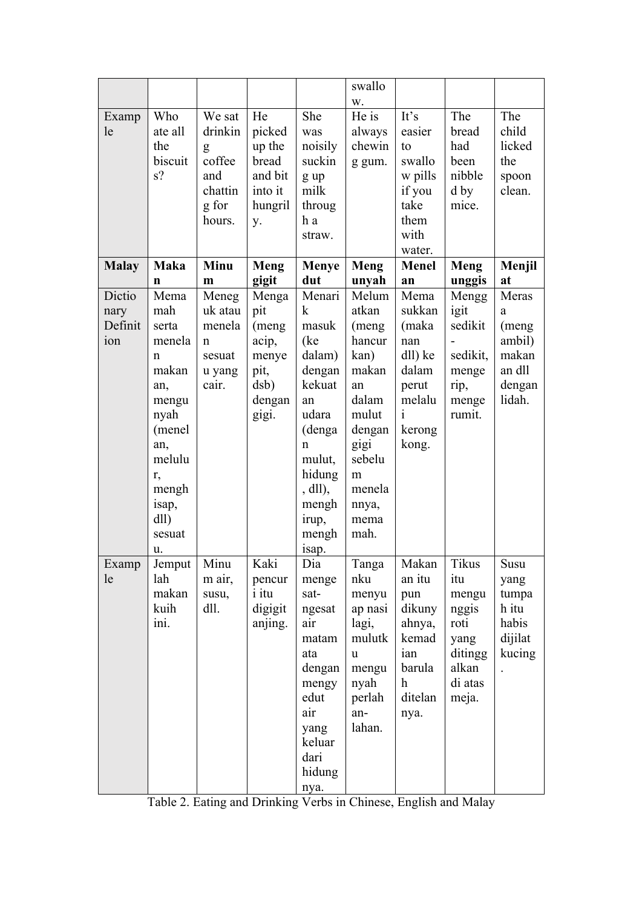| | | | | | | | | |
|---|---|---|---|---|---|---|---|---|
| | | | | | swallow. | | | |
| Example | Who ate all the biscuits? | We sat drinking coffee and chatting for hours. | He picked up the bread and bit into it hungrily. | She was noisily sucking up milk through a straw. | He is always chewing gum. | It's easier to swallow pills if you take them with water. | The bread had been nibbled by mice. | The child licked the spoon clean. |
| **Malay** | **Makan** | **Minum** | **Menggigit** | **Menyedut** | **Mengunyah** | **Menelan** | **Mengunggis** | **Menjilat** |
| Dictionary Definition | Memamah serta menelan makanan, mengunyah (menelan, melulur, menghisap, dll) sesuatu. | Meneguk atau menelan sesuatu yang cair. | Mengapit (mengacip, menyepit, dsb) dengan gigi. | Menarik masuk (ke dalam) dengan kekuatan udara (dengan mulut, hidung, dll), menghirup, menghisap. | Melumatkan (menghancurkan) makanan dalam mulut dengan gigi sebelum menelannya, memamah. | Memasukkan (makanan dll) ke dalam perut melalui kerongkong. | Menggigit sedikit-sedikit, mengerip, mengerumit. | Merasa (mengambil) makanan dll dengan lidah. |
| Example | Jemputlah makan kuih ini. | Minum air, susu, dll. | Kaki pencuri itu digigit anjing. | Dia mengesat-ngesat air matamata dengan mengyedut air yang keluar dari hidungnya. | Tangannku menyuap nasi lagi, mulutku mengunyah perlahan-lahan. | Makanan itu pun dikunyahnya, kemadian barulah ditelannya. | Tikus itu mengunggis roti yang ditinggalkan di atas meja. | Susu yang tumpah itu habis dijilat kucing. |

Table 2. Eating and Drinking Verbs in Chinese, English and Malay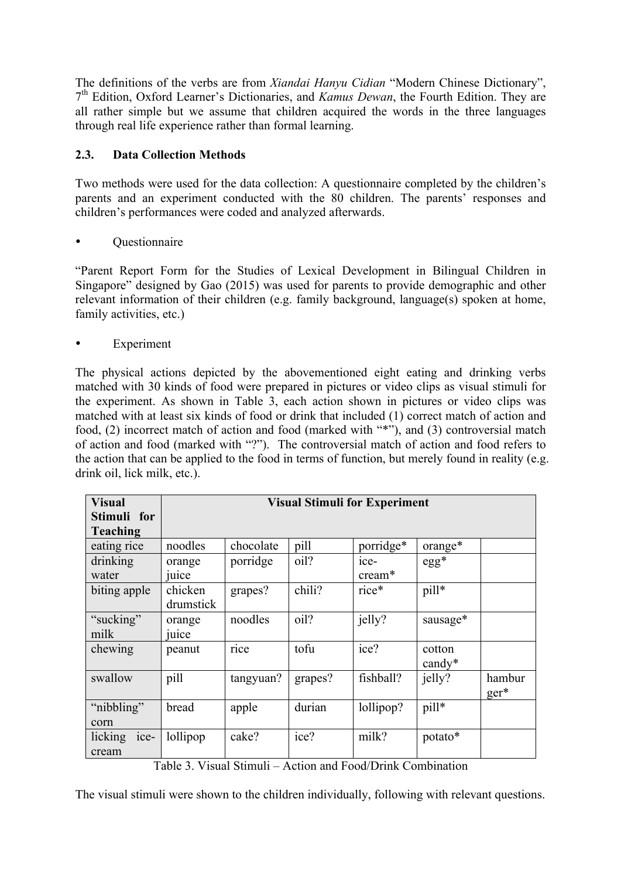The definitions of the verbs are from *Xiandai Hanyu Cidian* "Modern Chinese Dictionary", 7th Edition, Oxford Learner's Dictionaries, and *Kamus Dewan*, the Fourth Edition. They are all rather simple but we assume that children acquired the words in the three languages through real life experience rather than formal learning.

### 2.3. Data Collection Methods

Two methods were used for the data collection: A questionnaire completed by the children's parents and an experiment conducted with the 80 children. The parents' responses and children's performances were coded and analyzed afterwards.

- Questionnaire

"Parent Report Form for the Studies of Lexical Development in Bilingual Children in Singapore" designed by Gao (2015) was used for parents to provide demographic and other relevant information of their children (e.g. family background, language(s) spoken at home, family activities, etc.)

- Experiment

The physical actions depicted by the abovementioned eight eating and drinking verbs matched with 30 kinds of food were prepared in pictures or video clips as visual stimuli for the experiment. As shown in Table 3, each action shown in pictures or video clips was matched with at least six kinds of food or drink that included (1) correct match of action and food, (2) incorrect match of action and food (marked with "*"), and (3) controversial match of action and food (marked with "?"). The controversial match of action and food refers to the action that can be applied to the food in terms of function, but merely found in reality (e.g. drink oil, lick milk, etc.).

| Visual Stimuli for Teaching | Visual Stimuli for Experiment | | | | | |
|---|---|---|---|---|---|---|
| eating rice | noodles | chocolate | pill | porridge* | orange* | |
| drinking water | orange juice | porridge | oil? | ice-cream* | egg* | |
| biting apple | chicken drumstick | grapes? | chili? | rice* | pill* | |
| "sucking" milk | orange juice | noodles | oil? | jelly? | sausage* | |
| chewing | peanut | rice | tofu | ice? | cotton candy* | |
| swallow | pill | tangyuan? | grapes? | fishball? | jelly? | hamburger* |
| "nibbling" corn | bread | apple | durian | lollipop? | pill* | |
| licking ice-cream | lollipop | cake? | ice? | milk? | potato* | |

Table 3. Visual Stimuli – Action and Food/Drink Combination

The visual stimuli were shown to the children individually, following with relevant questions.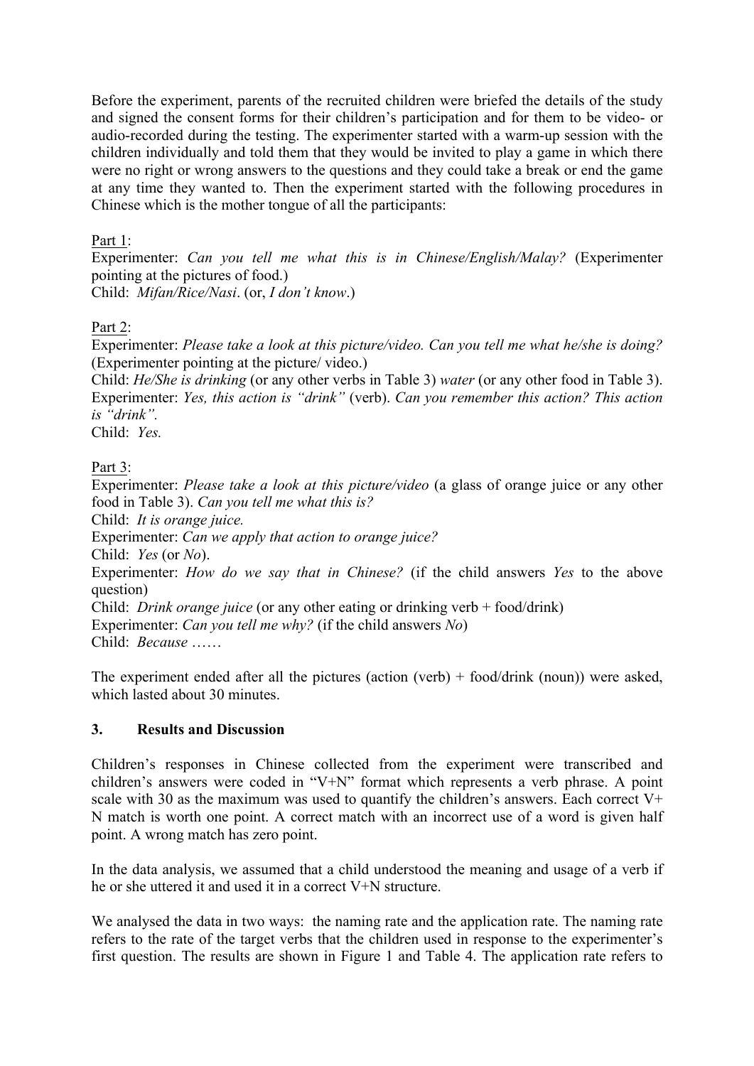Before the experiment, parents of the recruited children were briefed the details of the study and signed the consent forms for their children's participation and for them to be video- or audio-recorded during the testing. The experimenter started with a warm-up session with the children individually and told them that they would be invited to play a game in which there were no right or wrong answers to the questions and they could take a break or end the game at any time they wanted to. Then the experiment started with the following procedures in Chinese which is the mother tongue of all the participants:

Part 1:
Experimenter: *Can you tell me what this is in Chinese/English/Malay?* (Experimenter pointing at the pictures of food.)
Child: *Mifan/Rice/Nasi*. (or, *I don't know*.)

Part 2:
Experimenter: *Please take a look at this picture/video. Can you tell me what he/she is doing?* (Experimenter pointing at the picture/ video.)
Child: *He/She is drinking* (or any other verbs in Table 3) *water* (or any other food in Table 3).
Experimenter: *Yes, this action is "drink"* (verb). *Can you remember this action? This action is "drink".*
Child: *Yes.*

Part 3:
Experimenter: *Please take a look at this picture/video* (a glass of orange juice or any other food in Table 3). *Can you tell me what this is?*
Child: *It is orange juice.*
Experimenter: *Can we apply that action to orange juice?*
Child: *Yes* (or *No*).
Experimenter: *How do we say that in Chinese?* (if the child answers *Yes* to the above question)
Child: *Drink orange juice* (or any other eating or drinking verb + food/drink)
Experimenter: *Can you tell me why?* (if the child answers *No*)
Child: *Because ……*

The experiment ended after all the pictures (action (verb) + food/drink (noun)) were asked, which lasted about 30 minutes.

## 3. Results and Discussion

Children's responses in Chinese collected from the experiment were transcribed and children's answers were coded in "V+N" format which represents a verb phrase. A point scale with 30 as the maximum was used to quantify the children's answers. Each correct V+ N match is worth one point. A correct match with an incorrect use of a word is given half point. A wrong match has zero point.

In the data analysis, we assumed that a child understood the meaning and usage of a verb if he or she uttered it and used it in a correct V+N structure.

We analysed the data in two ways: the naming rate and the application rate. The naming rate refers to the rate of the target verbs that the children used in response to the experimenter's first question. The results are shown in Figure 1 and Table 4. The application rate refers to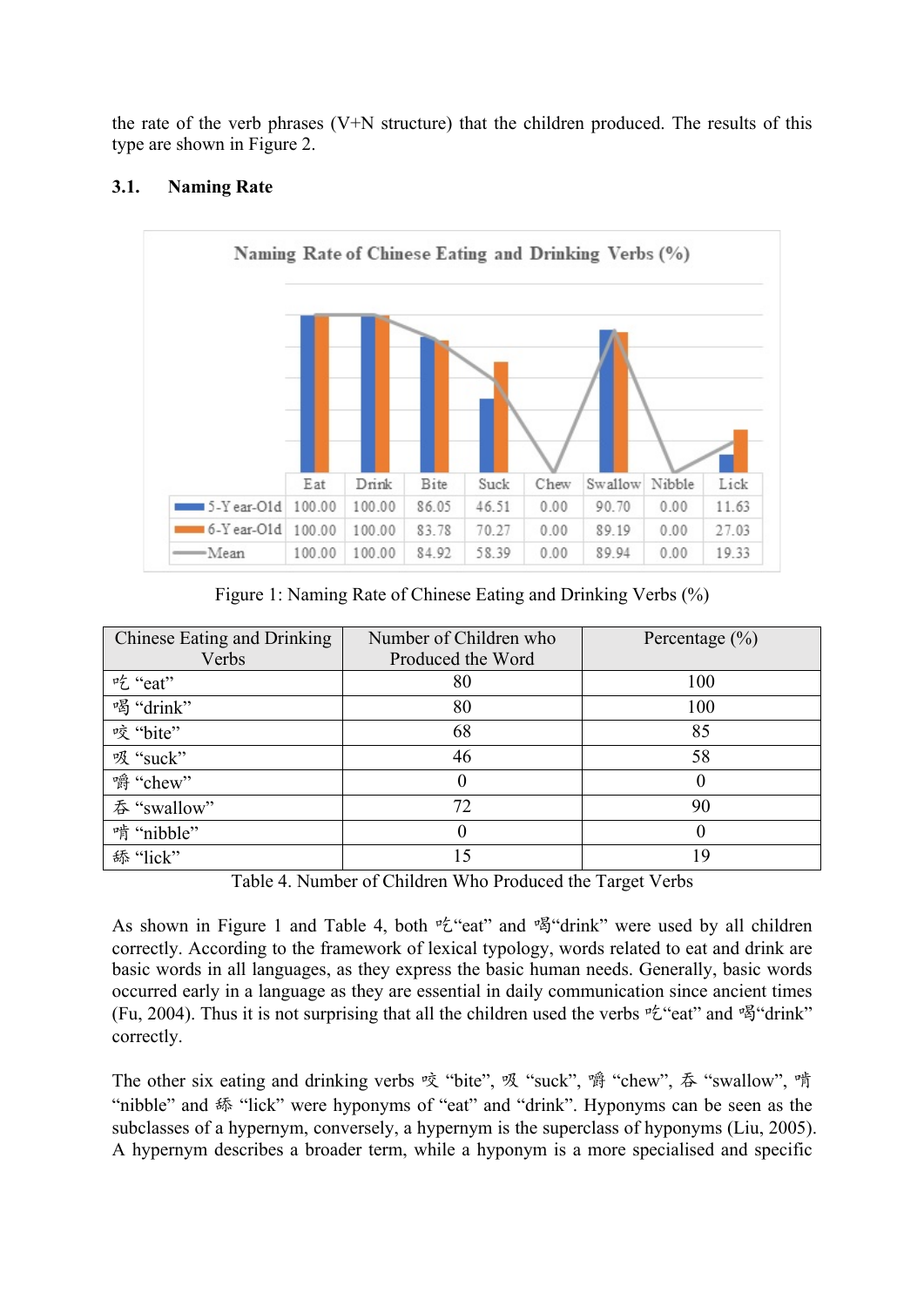the rate of the verb phrases (V+N structure) that the children produced. The results of this type are shown in Figure 2.

### 3.1. Naming Rate

**Naming Rate of Chinese Eating and Drinking Verbs (%)**

| | Eat | Drink | Bite | Suck | Chew | Swallow | Nibble | Lick |
|---|---|---|---|---|---|---|---|---|
| 5-Year-Old | 100.00 | 100.00 | 86.05 | 46.51 | 0.00 | 90.70 | 0.00 | 11.63 |
| 6-Year-Old | 100.00 | 100.00 | 83.78 | 70.27 | 0.00 | 89.19 | 0.00 | 27.03 |
| Mean | 100.00 | 100.00 | 84.92 | 58.39 | 0.00 | 89.94 | 0.00 | 19.33 |

Figure 1: Naming Rate of Chinese Eating and Drinking Verbs (%)

| Chinese Eating and Drinking Verbs | Number of Children who Produced the Word | Percentage (%) |
|---|---|---|
| 吃 "eat" | 80 | 100 |
| 喝 "drink" | 80 | 100 |
| 咬 "bite" | 68 | 85 |
| 吸 "suck" | 46 | 58 |
| 嚼 "chew" | 0 | 0 |
| 吞 "swallow" | 72 | 90 |
| 啃 "nibble" | 0 | 0 |
| 舔 "lick" | 15 | 19 |

Table 4. Number of Children Who Produced the Target Verbs

As shown in Figure 1 and Table 4, both 吃"eat" and 喝"drink" were used by all children correctly. According to the framework of lexical typology, words related to eat and drink are basic words in all languages, as they express the basic human needs. Generally, basic words occurred early in a language as they are essential in daily communication since ancient times (Fu, 2004). Thus it is not surprising that all the children used the verbs 吃"eat" and 喝"drink" correctly.

The other six eating and drinking verbs 咬 "bite", 吸 "suck", 嚼 "chew", 吞 "swallow", 啃 "nibble" and 舔 "lick" were hyponyms of "eat" and "drink". Hyponyms can be seen as the subclasses of a hypernym, conversely, a hypernym is the superclass of hyponyms (Liu, 2005). A hypernym describes a broader term, while a hyponym is a more specialised and specific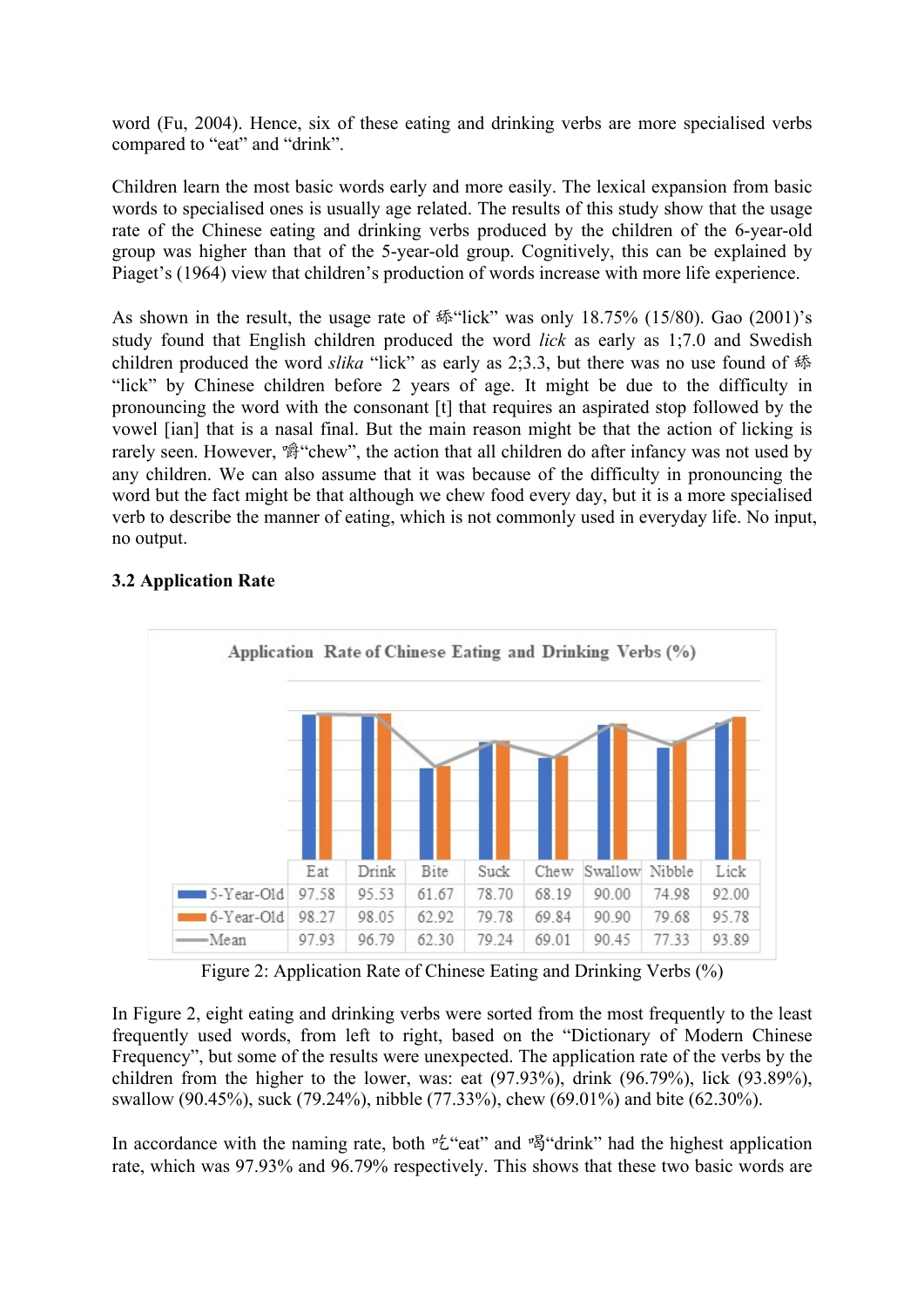word (Fu, 2004). Hence, six of these eating and drinking verbs are more specialised verbs compared to "eat" and "drink".

Children learn the most basic words early and more easily. The lexical expansion from basic words to specialised ones is usually age related. The results of this study show that the usage rate of the Chinese eating and drinking verbs produced by the children of the 6-year-old group was higher than that of the 5-year-old group. Cognitively, this can be explained by Piaget's (1964) view that children's production of words increase with more life experience.

As shown in the result, the usage rate of 舔"lick" was only 18.75% (15/80). Gao (2001)'s study found that English children produced the word *lick* as early as 1;7.0 and Swedish children produced the word *slika* "lick" as early as 2;3.3, but there was no use found of 舔 "lick" by Chinese children before 2 years of age. It might be due to the difficulty in pronouncing the word with the consonant [t] that requires an aspirated stop followed by the vowel [ian] that is a nasal final. But the main reason might be that the action of licking is rarely seen. However, 嚼"chew", the action that all children do after infancy was not used by any children. We can also assume that it was because of the difficulty in pronouncing the word but the fact might be that although we chew food every day, but it is a more specialised verb to describe the manner of eating, which is not commonly used in everyday life. No input, no output.

### 3.2 Application Rate

Application Rate of Chinese Eating and Drinking Verbs (%)

| | Eat | Drink | Bite | Suck | Chew | Swallow | Nibble | Lick |
|---|---|---|---|---|---|---|---|---|
| 5-Year-Old | 97.58 | 95.53 | 61.67 | 78.70 | 68.19 | 90.00 | 74.98 | 92.00 |
| 6-Year-Old | 98.27 | 98.05 | 62.92 | 79.78 | 69.84 | 90.90 | 79.68 | 95.78 |
| Mean | 97.93 | 96.79 | 62.30 | 79.24 | 69.01 | 90.45 | 77.33 | 93.89 |

Figure 2: Application Rate of Chinese Eating and Drinking Verbs (%)

In Figure 2, eight eating and drinking verbs were sorted from the most frequently to the least frequently used words, from left to right, based on the "Dictionary of Modern Chinese Frequency", but some of the results were unexpected. The application rate of the verbs by the children from the higher to the lower, was: eat (97.93%), drink (96.79%), lick (93.89%), swallow (90.45%), suck (79.24%), nibble (77.33%), chew (69.01%) and bite (62.30%).

In accordance with the naming rate, both 吃"eat" and 喝"drink" had the highest application rate, which was 97.93% and 96.79% respectively. This shows that these two basic words are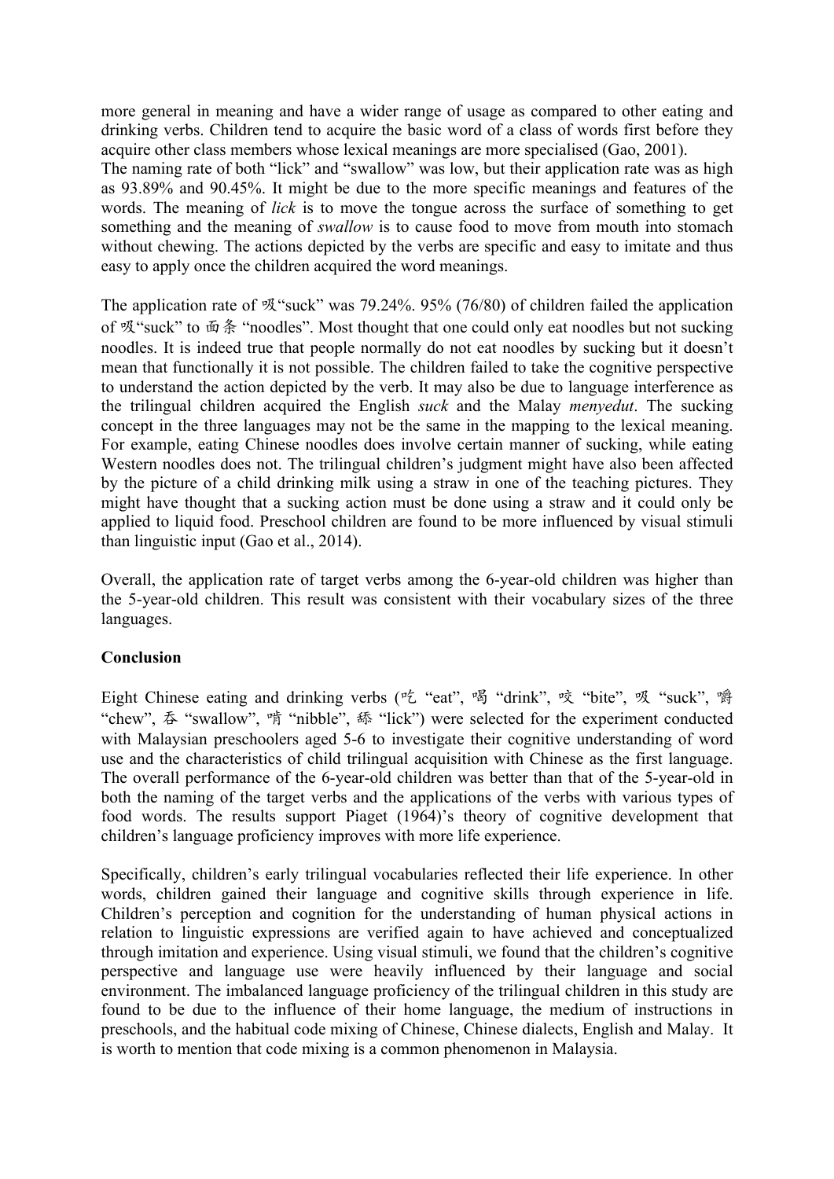more general in meaning and have a wider range of usage as compared to other eating and drinking verbs. Children tend to acquire the basic word of a class of words first before they acquire other class members whose lexical meanings are more specialised (Gao, 2001).
The naming rate of both "lick" and "swallow" was low, but their application rate was as high as 93.89% and 90.45%. It might be due to the more specific meanings and features of the words. The meaning of *lick* is to move the tongue across the surface of something to get something and the meaning of *swallow* is to cause food to move from mouth into stomach without chewing. The actions depicted by the verbs are specific and easy to imitate and thus easy to apply once the children acquired the word meanings.

The application rate of 吸"suck" was 79.24%. 95% (76/80) of children failed the application of 吸"suck" to 面条 "noodles". Most thought that one could only eat noodles but not sucking noodles. It is indeed true that people normally do not eat noodles by sucking but it doesn't mean that functionally it is not possible. The children failed to take the cognitive perspective to understand the action depicted by the verb. It may also be due to language interference as the trilingual children acquired the English *suck* and the Malay *menyedut*. The sucking concept in the three languages may not be the same in the mapping to the lexical meaning. For example, eating Chinese noodles does involve certain manner of sucking, while eating Western noodles does not. The trilingual children's judgment might have also been affected by the picture of a child drinking milk using a straw in one of the teaching pictures. They might have thought that a sucking action must be done using a straw and it could only be applied to liquid food. Preschool children are found to be more influenced by visual stimuli than linguistic input (Gao et al., 2014).

Overall, the application rate of target verbs among the 6-year-old children was higher than the 5-year-old children. This result was consistent with their vocabulary sizes of the three languages.

**Conclusion**

Eight Chinese eating and drinking verbs (吃 "eat", 喝 "drink", 咬 "bite", 吸 "suck", 嚼 "chew", 吞 "swallow", 啃 "nibble", 舔 "lick") were selected for the experiment conducted with Malaysian preschoolers aged 5-6 to investigate their cognitive understanding of word use and the characteristics of child trilingual acquisition with Chinese as the first language. The overall performance of the 6-year-old children was better than that of the 5-year-old in both the naming of the target verbs and the applications of the verbs with various types of food words. The results support Piaget (1964)'s theory of cognitive development that children's language proficiency improves with more life experience.

Specifically, children's early trilingual vocabularies reflected their life experience. In other words, children gained their language and cognitive skills through experience in life. Children's perception and cognition for the understanding of human physical actions in relation to linguistic expressions are verified again to have achieved and conceptualized through imitation and experience. Using visual stimuli, we found that the children's cognitive perspective and language use were heavily influenced by their language and social environment. The imbalanced language proficiency of the trilingual children in this study are found to be due to the influence of their home language, the medium of instructions in preschools, and the habitual code mixing of Chinese, Chinese dialects, English and Malay. It is worth to mention that code mixing is a common phenomenon in Malaysia.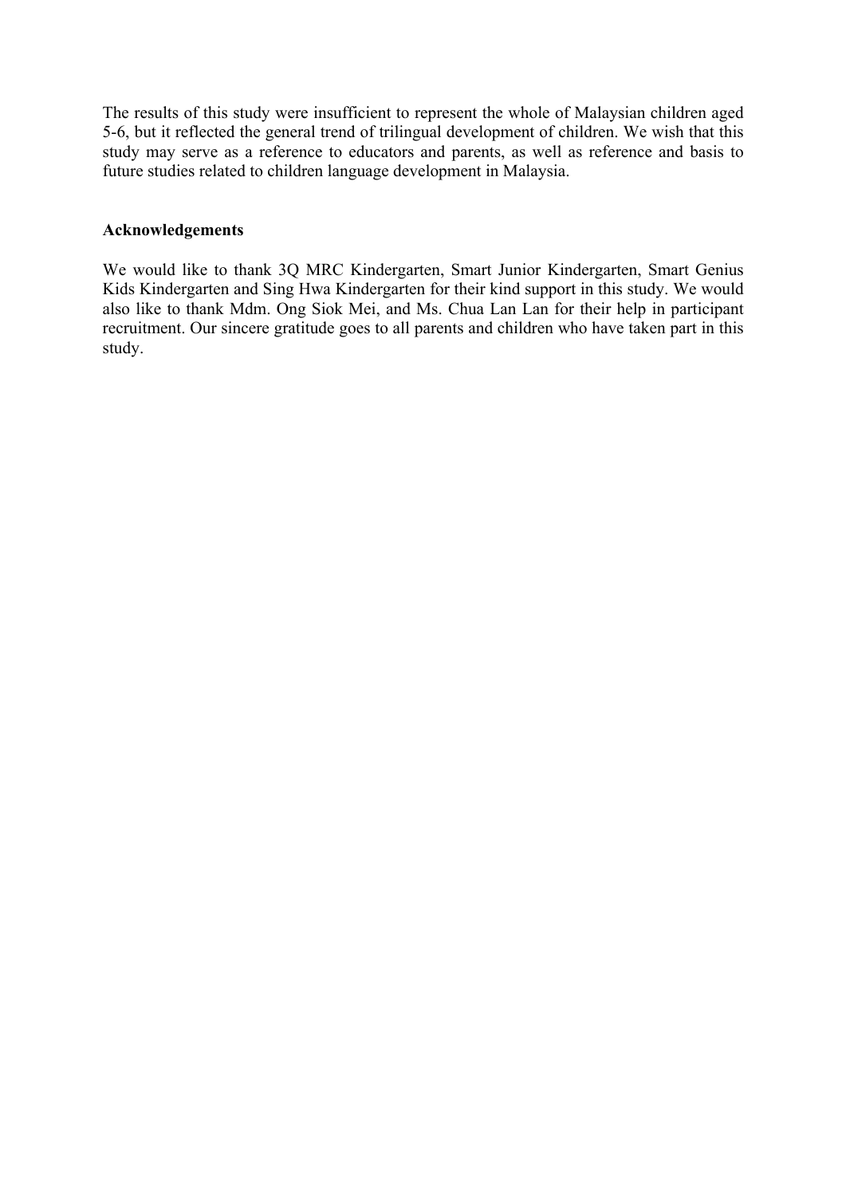The results of this study were insufficient to represent the whole of Malaysian children aged 5-6, but it reflected the general trend of trilingual development of children. We wish that this study may serve as a reference to educators and parents, as well as reference and basis to future studies related to children language development in Malaysia.

## Acknowledgements

We would like to thank 3Q MRC Kindergarten, Smart Junior Kindergarten, Smart Genius Kids Kindergarten and Sing Hwa Kindergarten for their kind support in this study. We would also like to thank Mdm. Ong Siok Mei, and Ms. Chua Lan Lan for their help in participant recruitment. Our sincere gratitude goes to all parents and children who have taken part in this study.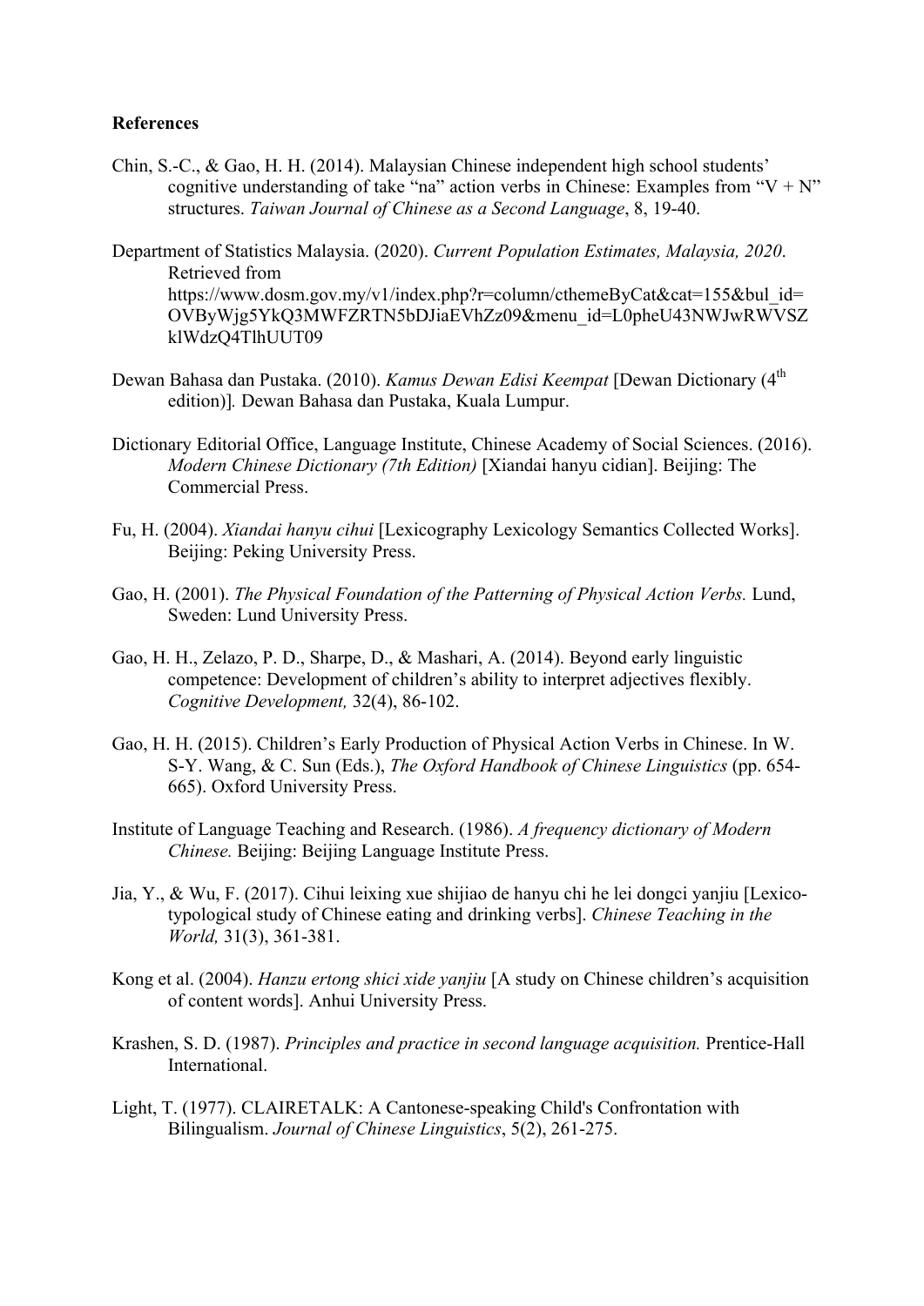**References**

Chin, S.-C., & Gao, H. H. (2014). Malaysian Chinese independent high school students' cognitive understanding of take "na" action verbs in Chinese: Examples from "V + N" structures. *Taiwan Journal of Chinese as a Second Language*, 8, 19-40.

Department of Statistics Malaysia. (2020). *Current Population Estimates, Malaysia, 2020*. Retrieved from https://www.dosm.gov.my/v1/index.php?r=column/cthemeByCat&cat=155&bul_id=OVByWjg5YkQ3MWFZRTN5bDJiaEVhZz09&menu_id=L0pheU43NWJwRWVSZklWdzQ4TlhUUT09

Dewan Bahasa dan Pustaka. (2010). *Kamus Dewan Edisi Keempat* [Dewan Dictionary (4th edition)]*.* Dewan Bahasa dan Pustaka, Kuala Lumpur.

Dictionary Editorial Office, Language Institute, Chinese Academy of Social Sciences. (2016). *Modern Chinese Dictionary (7th Edition)* [Xiandai hanyu cidian]. Beijing: The Commercial Press.

Fu, H. (2004). *Xiandai hanyu cihui* [Lexicography Lexicology Semantics Collected Works]. Beijing: Peking University Press.

Gao, H. (2001). *The Physical Foundation of the Patterning of Physical Action Verbs.* Lund, Sweden: Lund University Press.

Gao, H. H., Zelazo, P. D., Sharpe, D., & Mashari, A. (2014). Beyond early linguistic competence: Development of children's ability to interpret adjectives flexibly. *Cognitive Development,* 32(4), 86-102.

Gao, H. H. (2015). Children's Early Production of Physical Action Verbs in Chinese. In W. S-Y. Wang, & C. Sun (Eds.), *The Oxford Handbook of Chinese Linguistics* (pp. 654-665). Oxford University Press.

Institute of Language Teaching and Research. (1986). *A frequency dictionary of Modern Chinese.* Beijing: Beijing Language Institute Press.

Jia, Y., & Wu, F. (2017). Cihui leixing xue shijiao de hanyu chi he lei dongci yanjiu [Lexico-typological study of Chinese eating and drinking verbs]. *Chinese Teaching in the World,* 31(3), 361-381.

Kong et al. (2004). *Hanzu ertong shici xide yanjiu* [A study on Chinese children's acquisition of content words]. Anhui University Press.

Krashen, S. D. (1987). *Principles and practice in second language acquisition.* Prentice-Hall International.

Light, T. (1977). CLAIRETALK: A Cantonese-speaking Child's Confrontation with Bilingualism. *Journal of Chinese Linguistics*, 5(2), 261-275.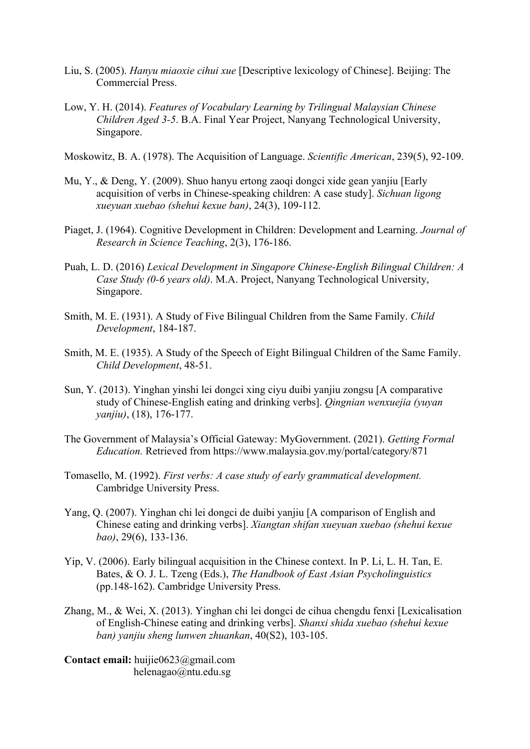Liu, S. (2005). *Hanyu miaoxie cihui xue* [Descriptive lexicology of Chinese]. Beijing: The Commercial Press.

Low, Y. H. (2014). *Features of Vocabulary Learning by Trilingual Malaysian Chinese Children Aged 3-5*. B.A. Final Year Project, Nanyang Technological University, Singapore.

Moskowitz, B. A. (1978). The Acquisition of Language. *Scientific American*, 239(5), 92-109.

Mu, Y., & Deng, Y. (2009). Shuo hanyu ertong zaoqi dongci xide gean yanjiu [Early acquisition of verbs in Chinese-speaking children: A case study]. *Sichuan ligong xueyuan xuebao (shehui kexue ban)*, 24(3), 109-112.

Piaget, J. (1964). Cognitive Development in Children: Development and Learning. *Journal of Research in Science Teaching*, 2(3), 176-186.

Puah, L. D. (2016) *Lexical Development in Singapore Chinese-English Bilingual Children: A Case Study (0-6 years old)*. M.A. Project, Nanyang Technological University, Singapore.

Smith, M. E. (1931). A Study of Five Bilingual Children from the Same Family. *Child Development*, 184-187.

Smith, M. E. (1935). A Study of the Speech of Eight Bilingual Children of the Same Family. *Child Development*, 48-51.

Sun, Y. (2013). Yinghan yinshi lei dongci xing ciyu duibi yanjiu zongsu [A comparative study of Chinese-English eating and drinking verbs]. *Qingnian wenxuejia (yuyan yanjiu)*, (18), 176-177.

The Government of Malaysia's Official Gateway: MyGovernment. (2021). *Getting Formal Education.* Retrieved from https://www.malaysia.gov.my/portal/category/871

Tomasello, M. (1992). *First verbs: A case study of early grammatical development.* Cambridge University Press.

Yang, Q. (2007). Yinghan chi lei dongci de duibi yanjiu [A comparison of English and Chinese eating and drinking verbs]. *Xiangtan shifan xueyuan xuebao (shehui kexue bao)*, 29(6), 133-136.

Yip, V. (2006). Early bilingual acquisition in the Chinese context. In P. Li, L. H. Tan, E. Bates, & O. J. L. Tzeng (Eds.), *The Handbook of East Asian Psycholinguistics* (pp.148-162). Cambridge University Press.

Zhang, M., & Wei, X. (2013). Yinghan chi lei dongci de cihua chengdu fenxi [Lexicalisation of English-Chinese eating and drinking verbs]. *Shanxi shida xuebao (shehui kexue ban) yanjiu sheng lunwen zhuankan*, 40(S2), 103-105.

**Contact email:** huijie0623@gmail.com
helenagao@ntu.edu.sg